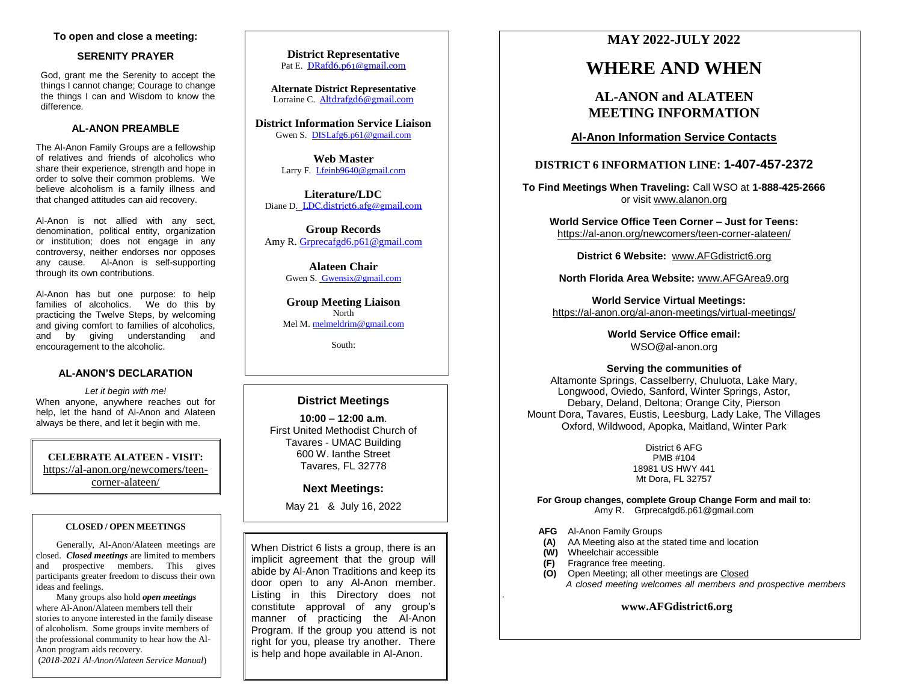**To open and close a meeting:**

### SERENITY PRAYER

God, grant me the Serenity to accept the things I cannot change; Courage to change the things I can and Wisdom to know the difference.

### AL-ANON PREAMBLE

The Al-Anon Family Groups are a fellowship of relatives and friends of alcoholics who share their experience, strength and hope in order to solve their common problems. We believe alcoholism is a family illness and that changed attitudes can aid recovery.

Al-Anon is not allied with any sect, denomination, political entity, organization or institution; does not engage in any controversy, neither endorses nor opposes any cause. Al-Anon is self-supporting through its own contributions.

Al-Anon has but one purpose: to help families of alcoholics. We do this by practicing the Twelve Steps, by welcoming and giving comfort to families of alcoholics, and by giving understanding and encouragement to the alcoholic.

### AL-ANON'S DECLARATION

*Let it begin with me!*

When anyone, anywhere reaches out for help, let the hand of Al-Anon and Alateen always be there, and let it begin with me.

**CELEBRATE ALATEEN - VISIT:**
https://al-anon.org/newcomers/teen-corner-alateen/

**CLOSED / OPEN MEETINGS**

Generally, Al-Anon/Alateen meetings are closed. ***Closed meetings*** are limited to members and prospective members. This gives participants greater freedom to discuss their own ideas and feelings.

Many groups also hold ***open meetings*** where Al-Anon/Alateen members tell their stories to anyone interested in the family disease of alcoholism. Some groups invite members of the professional community to hear how the Al-Anon program aids recovery.
(*2018-2021 Al-Anon/Alateen Service Manual*)

**District Representative**
Pat E. DRafd6.p61@gmail.com

**Alternate District Representative**
Lorraine C. Altdrafgd6@gmail.com

**District Information Service Liaison**
Gwen S. DISLafg6.p61@gmail.com

**Web Master**
Larry F. Lfeinb9640@gmail.com

**Literature/LDC**
Diane D. LDC.district6.afg@gmail.com

**Group Records**
Amy R. Grprecafgd6.p61@gmail.com

**Alateen Chair**
Gwen S. Gwensix@gmail.com

**Group Meeting Liaison**
North
Mel M. melmeldrim@gmail.com

South:

### District Meetings

**10:00 – 12:00 a.m**.
First United Methodist Church of Tavares - UMAC Building
600 W. Ianthe Street
Tavares, FL 32778

**Next Meetings:**

May 21 & July 16, 2022

When District 6 lists a group, there is an implicit agreement that the group will abide by Al-Anon Traditions and keep its door open to any Al-Anon member. Listing in this Directory does not constitute approval of any group's manner of practicing the Al-Anon Program. If the group you attend is not right for you, please try another. There is help and hope available in Al-Anon.

## MAY 2022-JULY 2022

# WHERE AND WHEN

## AL-ANON and ALATEEN MEETING INFORMATION

### Al-Anon Information Service Contacts

**DISTRICT 6 INFORMATION LINE: 1-407-457-2372**

**To Find Meetings When Traveling:** Call WSO at **1-888-425-2666** or visit www.alanon.org

**World Service Office Teen Corner – Just for Teens:**
https://al-anon.org/newcomers/teen-corner-alateen/

**District 6 Website:** www.AFGdistrict6.org

**North Florida Area Website:** www.AFGArea9.org

**World Service Virtual Meetings:**
https://al-anon.org/al-anon-meetings/virtual-meetings/

**World Service Office email:**
WSO@al-anon.org

**Serving the communities of**
Altamonte Springs, Casselberry, Chuluota, Lake Mary, Longwood, Oviedo, Sanford, Winter Springs, Astor, Debary, Deland, Deltona; Orange City, Pierson Mount Dora, Tavares, Eustis, Leesburg, Lady Lake, The Villages Oxford, Wildwood, Apopka, Maitland, Winter Park

District 6 AFG
PMB #104
18981 US HWY 441
Mt Dora, FL 32757

**For Group changes, complete Group Change Form and mail to:**
Amy R. Grprecafgd6.p61@gmail.com

- **AFG** Al-Anon Family Groups
- **(A)** AA Meeting also at the stated time and location
- **(W)** Wheelchair accessible
- **(F)** Fragrance free meeting.
- **(O)** Open Meeting; all other meetings are Closed
  *A closed meeting welcomes all members and prospective members*

**www.AFGdistrict6.org**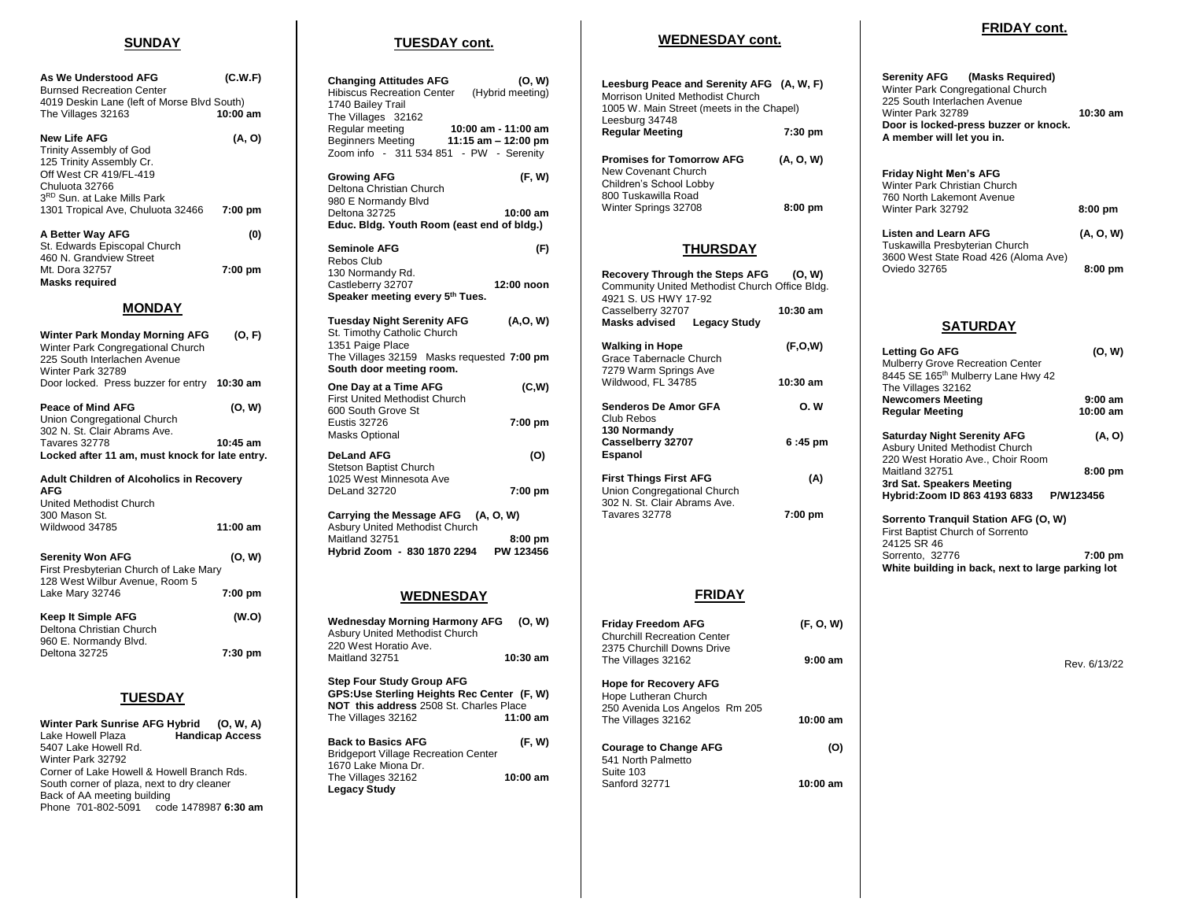## SUNDAY

**As We Understood AFG** **(C.W.F)**
Burnsed Recreation Center
4019 Deskin Lane (left of Morse Blvd South)
The Villages 32163 **10:00 am**

**New Life AFG** **(A, O)**
Trinity Assembly of God
125 Trinity Assembly Cr.
Off West CR 419/FL-419
Chuluota 32766
3RD Sun. at Lake Mills Park
1301 Tropical Ave, Chuluota 32466 **7:00 pm**

**A Better Way AFG** **(0)**
St. Edwards Episcopal Church
460 N. Grandview Street
Mt. Dora 32757 **7:00 pm**
**Masks required**

## MONDAY

**Winter Park Monday Morning AFG** **(O, F)**
Winter Park Congregational Church
225 South Interlachen Avenue
Winter Park 32789
Door locked. Press buzzer for entry **10:30 am**

**Peace of Mind AFG** **(O, W)**
Union Congregational Church
302 N. St. Clair Abrams Ave.
Tavares 32778 **10:45 am**
**Locked after 11 am, must knock for late entry.**

**Adult Children of Alcoholics in Recovery AFG**
United Methodist Church
300 Mason St.
Wildwood 34785 **11:00 am**

**Serenity Won AFG** **(O, W)**
First Presbyterian Church of Lake Mary
128 West Wilbur Avenue, Room 5
Lake Mary 32746 **7:00 pm**

**Keep It Simple AFG** **(W.O)**
Deltona Christian Church
960 E. Normandy Blvd.
Deltona 32725 **7:30 pm**

## TUESDAY

**Winter Park Sunrise AFG Hybrid** **(O, W, A)**
Lake Howell Plaza **Handicap Access**
5407 Lake Howell Rd.
Winter Park 32792
Corner of Lake Howell & Howell Branch Rds.
South corner of plaza, next to dry cleaner
Back of AA meeting building
Phone 701-802-5091 code 1478987 **6:30 am**

## TUESDAY cont.

**Changing Attitudes AFG** **(O, W)**
Hibiscus Recreation Center (Hybrid meeting)
1740 Bailey Trail
The Villages 32162
Regular meeting **10:00 am - 11:00 am**
Beginners Meeting **11:15 am – 12:00 pm**
Zoom info - 311 534 851 - PW - Serenity

**Growing AFG** **(F, W)**
Deltona Christian Church
980 E Normandy Blvd
Deltona 32725 **10:00 am**
**Educ. Bldg. Youth Room (east end of bldg.)**

**Seminole AFG** **(F)**
Rebos Club
130 Normandy Rd.
Castleberry 32707 **12:00 noon**
**Speaker meeting every 5th Tues.**

**Tuesday Night Serenity AFG** **(A,O, W)**
St. Timothy Catholic Church
1351 Paige Place
The Villages 32159 Masks requested **7:00 pm**
**South door meeting room.**

**One Day at a Time AFG** **(C,W)**
First United Methodist Church
600 South Grove St
Eustis 32726 **7:00 pm**
Masks Optional

**DeLand AFG** **(O)**
Stetson Baptist Church
1025 West Minnesota Ave
DeLand 32720 **7:00 pm**

**Carrying the Message AFG** **(A, O, W)**
Asbury United Methodist Church
Maitland 32751 **8:00 pm**
**Hybrid Zoom - 830 1870 2294** **PW 123456**

## WEDNESDAY

**Wednesday Morning Harmony AFG** **(O, W)**
Asbury United Methodist Church
220 West Horatio Ave.
Maitland 32751 **10:30 am**

**Step Four Study Group AFG**
**GPS:Use Sterling Heights Rec Center** **(F, W)**
**NOT this address** 2508 St. Charles Place
The Villages 32162 **11:00 am**

**Back to Basics AFG** **(F, W)**
Bridgeport Village Recreation Center
1670 Lake Miona Dr.
The Villages 32162 **10:00 am**
**Legacy Study**

## WEDNESDAY cont.

**Leesburg Peace and Serenity AFG** **(A, W, F)**
Morrison United Methodist Church
1005 W. Main Street (meets in the Chapel)
Leesburg 34748
**Regular Meeting** **7:30 pm**

**Promises for Tomorrow AFG** **(A, O, W)**
New Covenant Church
Children's School Lobby
800 Tuskawilla Road
Winter Springs 32708 **8:00 pm**

## THURSDAY

**Recovery Through the Steps AFG** **(O, W)**
Community United Methodist Church Office Bldg.
4921 S. US HWY 17-92
Casselberry 32707 **10:30 am**
**Masks advised** **Legacy Study**

**Walking in Hope** **(F,O,W)**
Grace Tabernacle Church
7279 Warm Springs Ave
Wildwood, FL 34785 **10:30 am**

**Senderos De Amor GFA** **O. W**
Club Rebos
**130 Normandy**
**Casselberry 32707** **6 :45 pm**
**Espanol**

**First Things First AFG** **(A)**
Union Congregational Church
302 N. St. Clair Abrams Ave.
Tavares 32778 **7:00 pm**

## FRIDAY

**Friday Freedom AFG** **(F, O, W)**
Churchill Recreation Center
2375 Churchill Downs Drive
The Villages 32162 **9:00 am**

**Hope for Recovery AFG**
Hope Lutheran Church
250 Avenida Los Angelos Rm 205
The Villages 32162 **10:00 am**

**Courage to Change AFG** **(O)**
541 North Palmetto
Suite 103
Sanford 32771 **10:00 am**

## FRIDAY cont.

**Serenity AFG** **(Masks Required)**
Winter Park Congregational Church
225 South Interlachen Avenue
Winter Park 32789 **10:30 am**
**Door is locked-press buzzer or knock. A member will let you in.**

**Friday Night Men's AFG**
Winter Park Christian Church
760 North Lakemont Avenue
Winter Park 32792 **8:00 pm**

**Listen and Learn AFG** **(A, O, W)**
Tuskawilla Presbyterian Church
3600 West State Road 426 (Aloma Ave)
Oviedo 32765 **8:00 pm**

## SATURDAY

**Letting Go AFG** **(O, W)**
Mulberry Grove Recreation Center
8445 SE 165th Mulberry Lane Hwy 42
The Villages 32162
**Newcomers Meeting** **9:00 am**
**Regular Meeting** **10:00 am**

**Saturday Night Serenity AFG** **(A, O)**
Asbury United Methodist Church
220 West Horatio Ave., Choir Room
Maitland 32751 **8:00 pm**
**3rd Sat. Speakers Meeting**
**Hybrid:Zoom ID 863 4193 6833** **P/W123456**

**Sorrento Tranquil Station AFG (O, W)**
First Baptist Church of Sorrento
24125 SR 46
Sorrento, 32776 **7:00 pm**
**White building in back, next to large parking lot**

Rev. 6/13/22